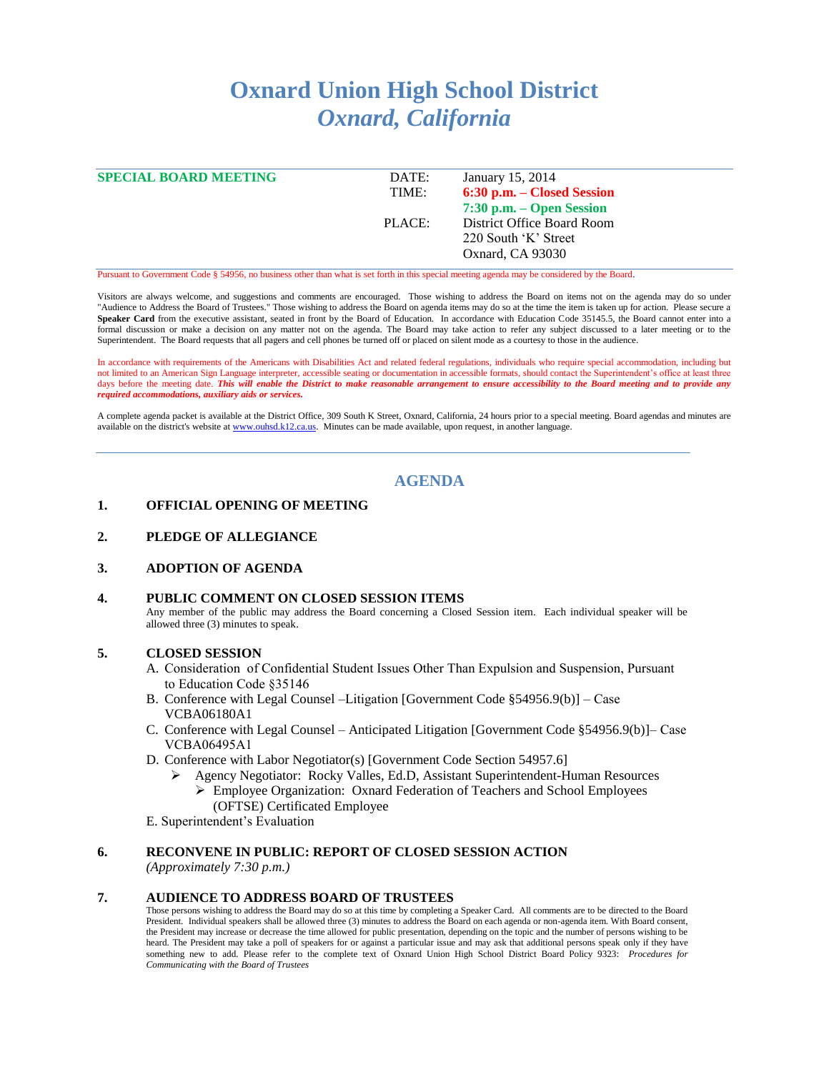# Oxnard Union High School District
## *Oxnard, California*

**SPECIAL BOARD MEETING**

| | |
|---|---|
| DATE: | January 15, 2014 |
| TIME: | **6:30 p.m. – Closed Session** |
| | **7:30 p.m. – Open Session** |
| PLACE: | District Office Board Room |
| | 220 South 'K' Street |
| | Oxnard, CA 93030 |

Pursuant to Government Code § 54956, no business other than what is set forth in this special meeting agenda may be considered by the Board.

Visitors are always welcome, and suggestions and comments are encouraged. Those wishing to address the Board on items not on the agenda may do so under "Audience to Address the Board of Trustees." Those wishing to address the Board on agenda items may do so at the time the item is taken up for action. Please secure a **Speaker Card** from the executive assistant, seated in front by the Board of Education. In accordance with Education Code 35145.5, the Board cannot enter into a formal discussion or make a decision on any matter not on the agenda. The Board may take action to refer any subject discussed to a later meeting or to the Superintendent. The Board requests that all pagers and cell phones be turned off or placed on silent mode as a courtesy to those in the audience.

In accordance with requirements of the Americans with Disabilities Act and related federal regulations, individuals who require special accommodation, including but not limited to an American Sign Language interpreter, accessible seating or documentation in accessible formats, should contact the Superintendent's office at least three days before the meeting date. ***This will enable the District to make reasonable arrangement to ensure accessibility to the Board meeting and to provide any required accommodations, auxiliary aids or services.***

A complete agenda packet is available at the District Office, 309 South K Street, Oxnard, California, 24 hours prior to a special meeting. Board agendas and minutes are available on the district's website at www.ouhsd.k12.ca.us. Minutes can be made available, upon request, in another language.

---

## AGENDA

### 1. OFFICIAL OPENING OF MEETING

### 2. PLEDGE OF ALLEGIANCE

### 3. ADOPTION OF AGENDA

### 4. PUBLIC COMMENT ON CLOSED SESSION ITEMS

Any member of the public may address the Board concerning a Closed Session item. Each individual speaker will be allowed three (3) minutes to speak.

### 5. CLOSED SESSION

A. Consideration of Confidential Student Issues Other Than Expulsion and Suspension, Pursuant to Education Code §35146

B. Conference with Legal Counsel –Litigation [Government Code §54956.9(b)] – Case VCBA06180A1

C. Conference with Legal Counsel – Anticipated Litigation [Government Code §54956.9(b)]– Case VCBA06495A1

D. Conference with Labor Negotiator(s) [Government Code Section 54957.6]
- Agency Negotiator: Rocky Valles, Ed.D, Assistant Superintendent-Human Resources
  - Employee Organization: Oxnard Federation of Teachers and School Employees (OFTSE) Certificated Employee

E. Superintendent's Evaluation

### 6. RECONVENE IN PUBLIC: REPORT OF CLOSED SESSION ACTION

*(Approximately 7:30 p.m.)*

### 7. AUDIENCE TO ADDRESS BOARD OF TRUSTEES

Those persons wishing to address the Board may do so at this time by completing a Speaker Card. All comments are to be directed to the Board President. Individual speakers shall be allowed three (3) minutes to address the Board on each agenda or non-agenda item. With Board consent, the President may increase or decrease the time allowed for public presentation, depending on the topic and the number of persons wishing to be heard. The President may take a poll of speakers for or against a particular issue and may ask that additional persons speak only if they have something new to add. Please refer to the complete text of Oxnard Union High School District Board Policy 9323: *Procedures for Communicating with the Board of Trustees*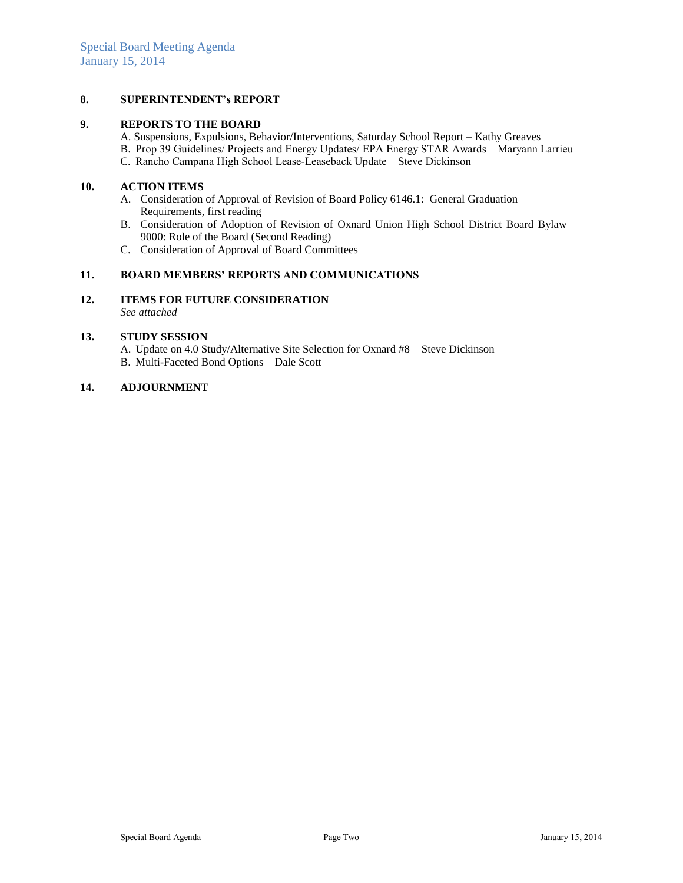**8. SUPERINTENDENT's REPORT**

**9. REPORTS TO THE BOARD**

A. Suspensions, Expulsions, Behavior/Interventions, Saturday School Report – Kathy Greaves
B. Prop 39 Guidelines/ Projects and Energy Updates/ EPA Energy STAR Awards – Maryann Larrieu
C. Rancho Campana High School Lease-Leaseback Update – Steve Dickinson

**10. ACTION ITEMS**

A. Consideration of Approval of Revision of Board Policy 6146.1: General Graduation Requirements, first reading
B. Consideration of Adoption of Revision of Oxnard Union High School District Board Bylaw 9000: Role of the Board (Second Reading)
C. Consideration of Approval of Board Committees

**11. BOARD MEMBERS' REPORTS AND COMMUNICATIONS**

**12. ITEMS FOR FUTURE CONSIDERATION**

*See attached*

**13. STUDY SESSION**

A. Update on 4.0 Study/Alternative Site Selection for Oxnard #8 – Steve Dickinson
B. Multi-Faceted Bond Options – Dale Scott

**14. ADJOURNMENT**